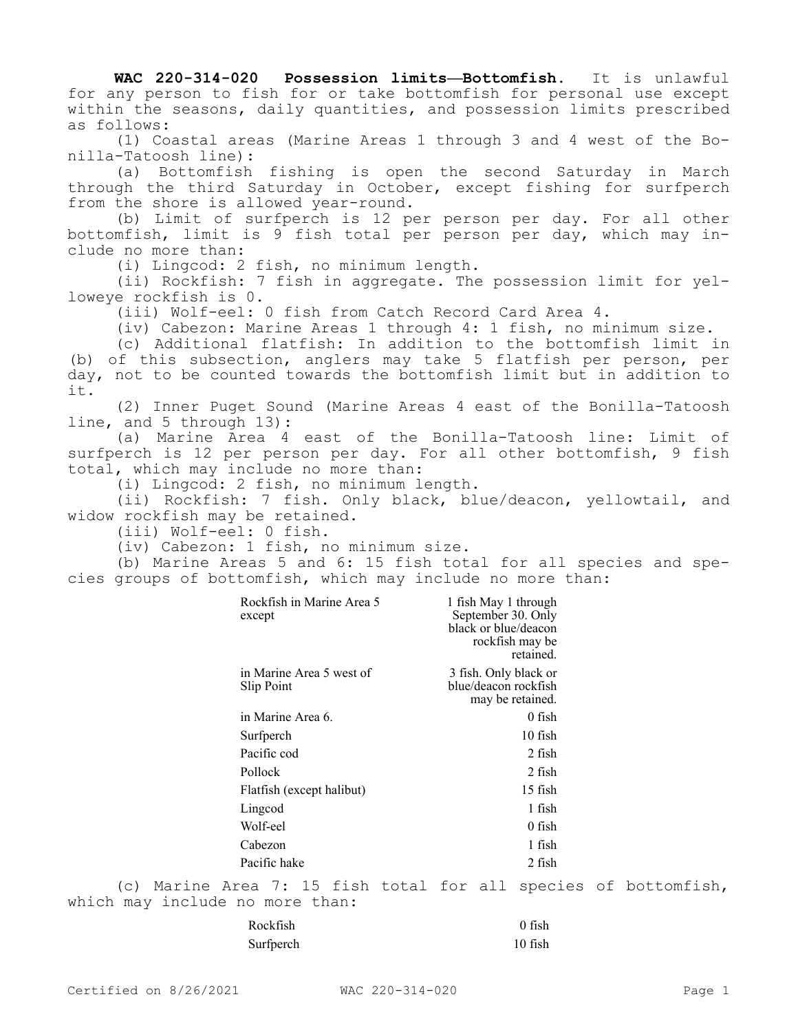**WAC 220-314-020 Possession limits—Bottomfish.** It is unlawful for any person to fish for or take bottomfish for personal use except within the seasons, daily quantities, and possession limits prescribed as follows:

(1) Coastal areas (Marine Areas 1 through 3 and 4 west of the Bonilla-Tatoosh line):

(a) Bottomfish fishing is open the second Saturday in March through the third Saturday in October, except fishing for surfperch from the shore is allowed year-round.

(b) Limit of surfperch is 12 per person per day. For all other bottomfish, limit is 9 fish total per person per day, which may include no more than:

(i) Lingcod: 2 fish, no minimum length.

(ii) Rockfish: 7 fish in aggregate. The possession limit for yelloweye rockfish is 0.

(iii) Wolf-eel: 0 fish from Catch Record Card Area 4.

(iv) Cabezon: Marine Areas 1 through 4: 1 fish, no minimum size.

(c) Additional flatfish: In addition to the bottomfish limit in (b) of this subsection, anglers may take 5 flatfish per person, per day, not to be counted towards the bottomfish limit but in addition to it.

(2) Inner Puget Sound (Marine Areas 4 east of the Bonilla-Tatoosh line, and 5 through 13):

(a) Marine Area 4 east of the Bonilla-Tatoosh line: Limit of surfperch is 12 per person per day. For all other bottomfish, 9 fish total, which may include no more than:

(i) Lingcod: 2 fish, no minimum length.

(ii) Rockfish: 7 fish. Only black, blue/deacon, yellowtail, and widow rockfish may be retained.

(iii) Wolf-eel: 0 fish.

(iv) Cabezon: 1 fish, no minimum size.

(b) Marine Areas 5 and 6: 15 fish total for all species and species groups of bottomfish, which may include no more than:

| | |
|---|---|
| Rockfish in Marine Area 5 except | 1 fish May 1 through September 30. Only black or blue/deacon rockfish may be retained. |
| in Marine Area 5 west of Slip Point | 3 fish. Only black or blue/deacon rockfish may be retained. |
| in Marine Area 6. | 0 fish |
| Surfperch | 10 fish |
| Pacific cod | 2 fish |
| Pollock | 2 fish |
| Flatfish (except halibut) | 15 fish |
| Lingcod | 1 fish |
| Wolf-eel | 0 fish |
| Cabezon | 1 fish |
| Pacific hake | 2 fish |

(c) Marine Area 7: 15 fish total for all species of bottomfish, which may include no more than:

| | |
|---|---|
| Rockfish | 0 fish |
| Surfperch | 10 fish |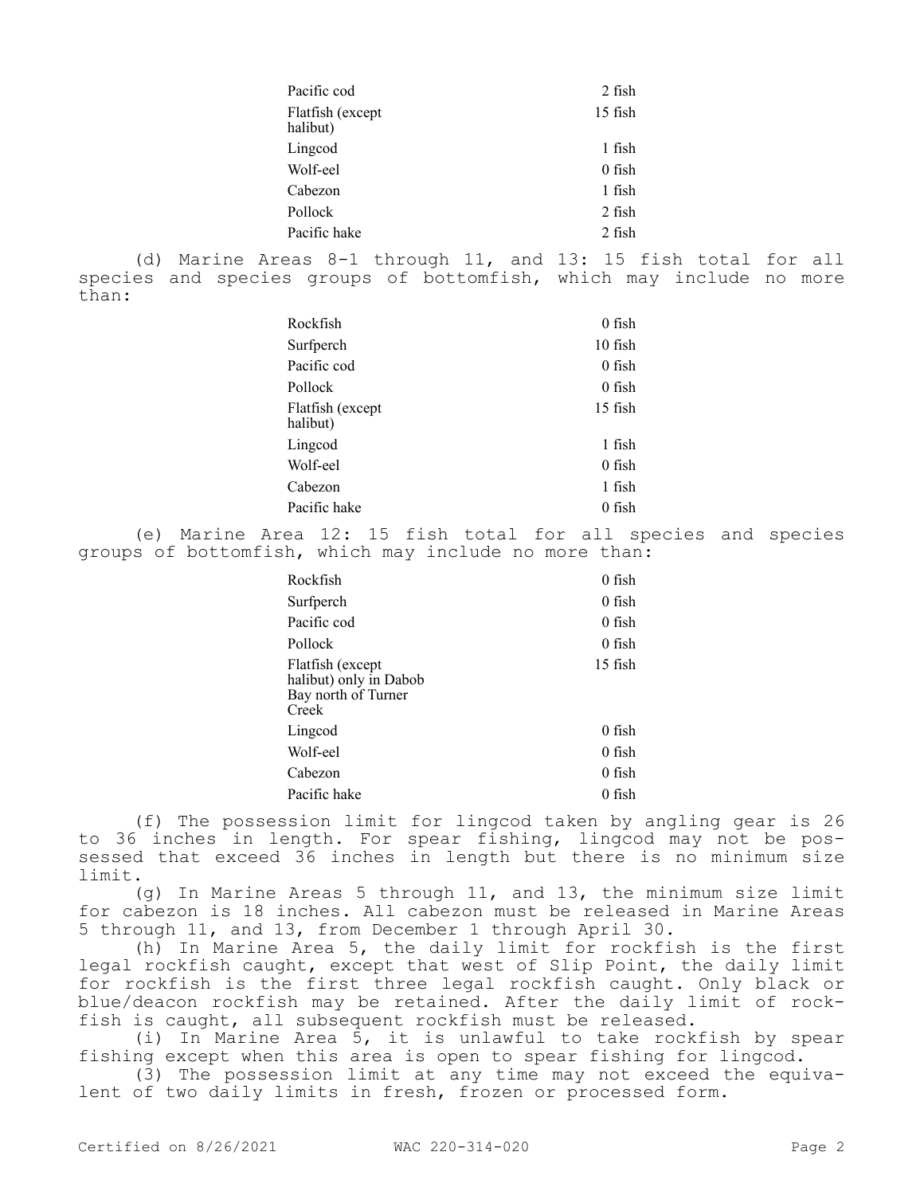| | |
|---|---|
| Pacific cod | 2 fish |
| Flatfish (except halibut) | 15 fish |
| Lingcod | 1 fish |
| Wolf-eel | 0 fish |
| Cabezon | 1 fish |
| Pollock | 2 fish |
| Pacific hake | 2 fish |

(d) Marine Areas 8-1 through 11, and 13: 15 fish total for all species and species groups of bottomfish, which may include no more than:

| | |
|---|---|
| Rockfish | 0 fish |
| Surfperch | 10 fish |
| Pacific cod | 0 fish |
| Pollock | 0 fish |
| Flatfish (except halibut) | 15 fish |
| Lingcod | 1 fish |
| Wolf-eel | 0 fish |
| Cabezon | 1 fish |
| Pacific hake | 0 fish |

(e) Marine Area 12: 15 fish total for all species and species groups of bottomfish, which may include no more than:

| | |
|---|---|
| Rockfish | 0 fish |
| Surfperch | 0 fish |
| Pacific cod | 0 fish |
| Pollock | 0 fish |
| Flatfish (except halibut) only in Dabob Bay north of Turner Creek | 15 fish |
| Lingcod | 0 fish |
| Wolf-eel | 0 fish |
| Cabezon | 0 fish |
| Pacific hake | 0 fish |

(f) The possession limit for lingcod taken by angling gear is 26 to 36 inches in length. For spear fishing, lingcod may not be possessed that exceed 36 inches in length but there is no minimum size limit.

(g) In Marine Areas 5 through 11, and 13, the minimum size limit for cabezon is 18 inches. All cabezon must be released in Marine Areas 5 through 11, and 13, from December 1 through April 30.

(h) In Marine Area 5, the daily limit for rockfish is the first legal rockfish caught, except that west of Slip Point, the daily limit for rockfish is the first three legal rockfish caught. Only black or blue/deacon rockfish may be retained. After the daily limit of rockfish is caught, all subsequent rockfish must be released.

(i) In Marine Area 5, it is unlawful to take rockfish by spear fishing except when this area is open to spear fishing for lingcod.

(3) The possession limit at any time may not exceed the equivalent of two daily limits in fresh, frozen or processed form.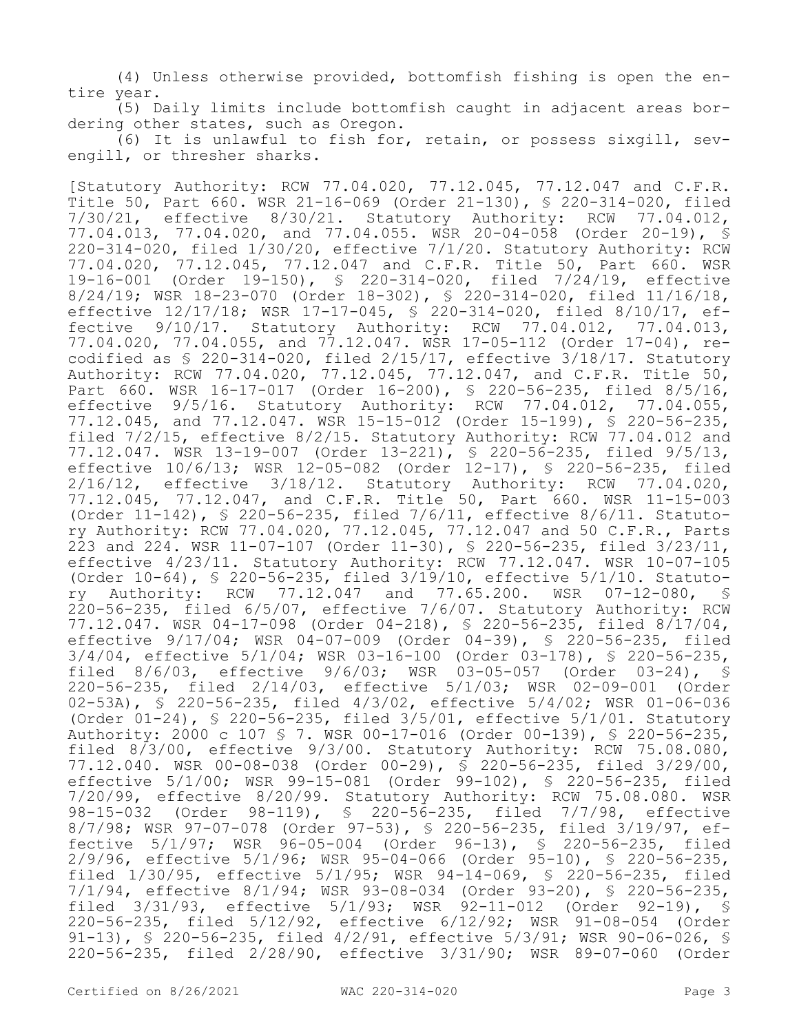(4) Unless otherwise provided, bottomfish fishing is open the entire year.

(5) Daily limits include bottomfish caught in adjacent areas bordering other states, such as Oregon.

(6) It is unlawful to fish for, retain, or possess sixgill, sevengill, or thresher sharks.

[Statutory Authority: RCW 77.04.020, 77.12.045, 77.12.047 and C.F.R. Title 50, Part 660. WSR 21-16-069 (Order 21-130), § 220-314-020, filed 7/30/21, effective 8/30/21. Statutory Authority: RCW 77.04.012, 77.04.013, 77.04.020, and 77.04.055. WSR 20-04-058 (Order 20-19), § 220-314-020, filed 1/30/20, effective 7/1/20. Statutory Authority: RCW 77.04.020, 77.12.045, 77.12.047 and C.F.R. Title 50, Part 660. WSR 19-16-001 (Order 19-150), § 220-314-020, filed 7/24/19, effective 8/24/19; WSR 18-23-070 (Order 18-302), § 220-314-020, filed 11/16/18, effective 12/17/18; WSR 17-17-045, § 220-314-020, filed 8/10/17, effective 9/10/17. Statutory Authority: RCW 77.04.012, 77.04.013, 77.04.020, 77.04.055, and 77.12.047. WSR 17-05-112 (Order 17-04), recodified as § 220-314-020, filed 2/15/17, effective 3/18/17. Statutory Authority: RCW 77.04.020, 77.12.045, 77.12.047, and C.F.R. Title 50, Part 660. WSR 16-17-017 (Order 16-200), § 220-56-235, filed 8/5/16, effective 9/5/16. Statutory Authority: RCW 77.04.012, 77.04.055, 77.12.045, and 77.12.047. WSR 15-15-012 (Order 15-199), § 220-56-235, filed 7/2/15, effective 8/2/15. Statutory Authority: RCW 77.04.012 and 77.12.047. WSR 13-19-007 (Order 13-221), § 220-56-235, filed 9/5/13, effective 10/6/13; WSR 12-05-082 (Order 12-17), § 220-56-235, filed 2/16/12, effective 3/18/12. Statutory Authority: RCW 77.04.020, 77.12.045, 77.12.047, and C.F.R. Title 50, Part 660. WSR 11-15-003 (Order 11-142), § 220-56-235, filed 7/6/11, effective 8/6/11. Statutory Authority: RCW 77.04.020, 77.12.045, 77.12.047 and 50 C.F.R., Parts 223 and 224. WSR 11-07-107 (Order 11-30), § 220-56-235, filed 3/23/11, effective 4/23/11. Statutory Authority: RCW 77.12.047. WSR 10-07-105 (Order 10-64), § 220-56-235, filed 3/19/10, effective 5/1/10. Statutory Authority: RCW 77.12.047 and 77.65.200. WSR 07-12-080, § 220-56-235, filed 6/5/07, effective 7/6/07. Statutory Authority: RCW 77.12.047. WSR 04-17-098 (Order 04-218), § 220-56-235, filed 8/17/04, effective 9/17/04; WSR 04-07-009 (Order 04-39), § 220-56-235, filed 3/4/04, effective 5/1/04; WSR 03-16-100 (Order 03-178), § 220-56-235, filed 8/6/03, effective 9/6/03; WSR 03-05-057 (Order 03-24), § 220-56-235, filed 2/14/03, effective 5/1/03; WSR 02-09-001 (Order 02-53A), § 220-56-235, filed 4/3/02, effective 5/4/02; WSR 01-06-036 (Order 01-24), § 220-56-235, filed 3/5/01, effective 5/1/01. Statutory Authority: 2000 c 107 § 7. WSR 00-17-016 (Order 00-139), § 220-56-235, filed 8/3/00, effective 9/3/00. Statutory Authority: RCW 75.08.080, 77.12.040. WSR 00-08-038 (Order 00-29), § 220-56-235, filed 3/29/00, effective 5/1/00; WSR 99-15-081 (Order 99-102), § 220-56-235, filed 7/20/99, effective 8/20/99. Statutory Authority: RCW 75.08.080. WSR 98-15-032 (Order 98-119), § 220-56-235, filed 7/7/98, effective 8/7/98; WSR 97-07-078 (Order 97-53), § 220-56-235, filed 3/19/97, effective 5/1/97; WSR 96-05-004 (Order 96-13), § 220-56-235, filed 2/9/96, effective 5/1/96; WSR 95-04-066 (Order 95-10), § 220-56-235, filed 1/30/95, effective 5/1/95; WSR 94-14-069, § 220-56-235, filed 7/1/94, effective 8/1/94; WSR 93-08-034 (Order 93-20), § 220-56-235, filed 3/31/93, effective 5/1/93; WSR 92-11-012 (Order 92-19), § 220-56-235, filed 5/12/92, effective 6/12/92; WSR 91-08-054 (Order 91-13), § 220-56-235, filed 4/2/91, effective 5/3/91; WSR 90-06-026, § 220-56-235, filed 2/28/90, effective 3/31/90; WSR 89-07-060 (Order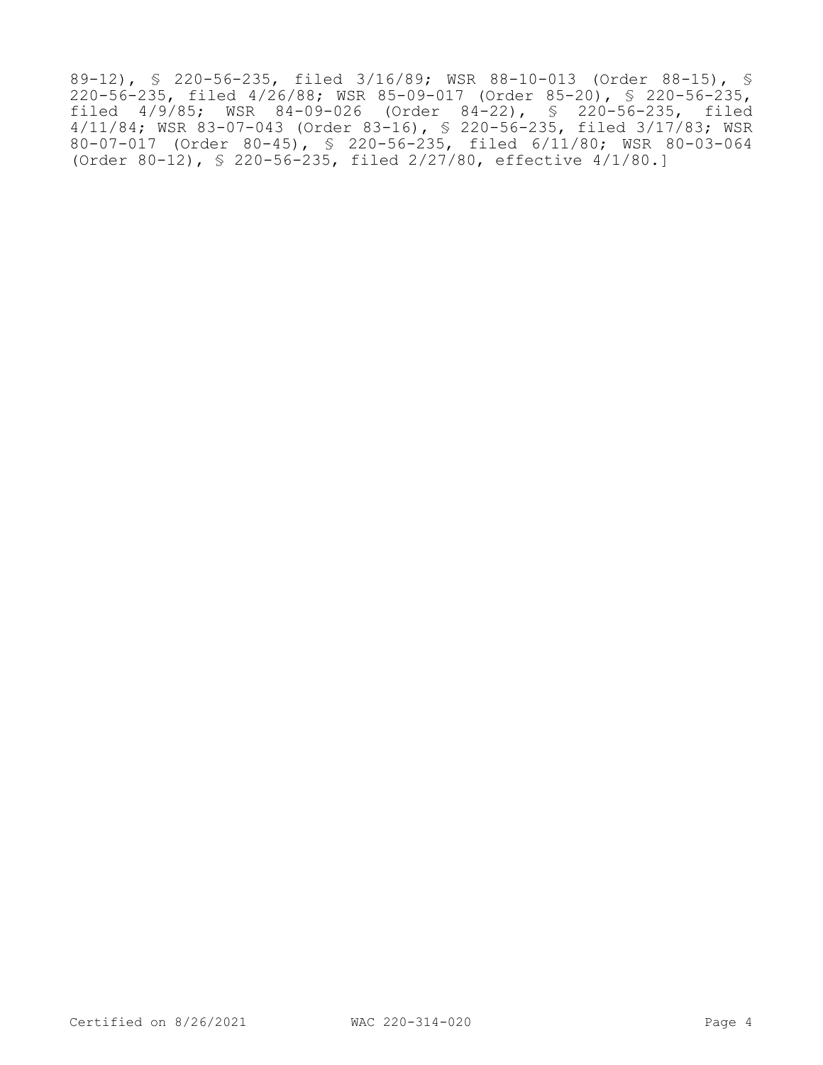89-12), § 220-56-235, filed 3/16/89; WSR 88-10-013 (Order 88-15), § 220-56-235, filed 4/26/88; WSR 85-09-017 (Order 85-20), § 220-56-235, filed 4/9/85; WSR 84-09-026 (Order 84-22), § 220-56-235, filed 4/11/84; WSR 83-07-043 (Order 83-16), § 220-56-235, filed 3/17/83; WSR 80-07-017 (Order 80-45), § 220-56-235, filed 6/11/80; WSR 80-03-064 (Order 80-12), § 220-56-235, filed 2/27/80, effective 4/1/80.]